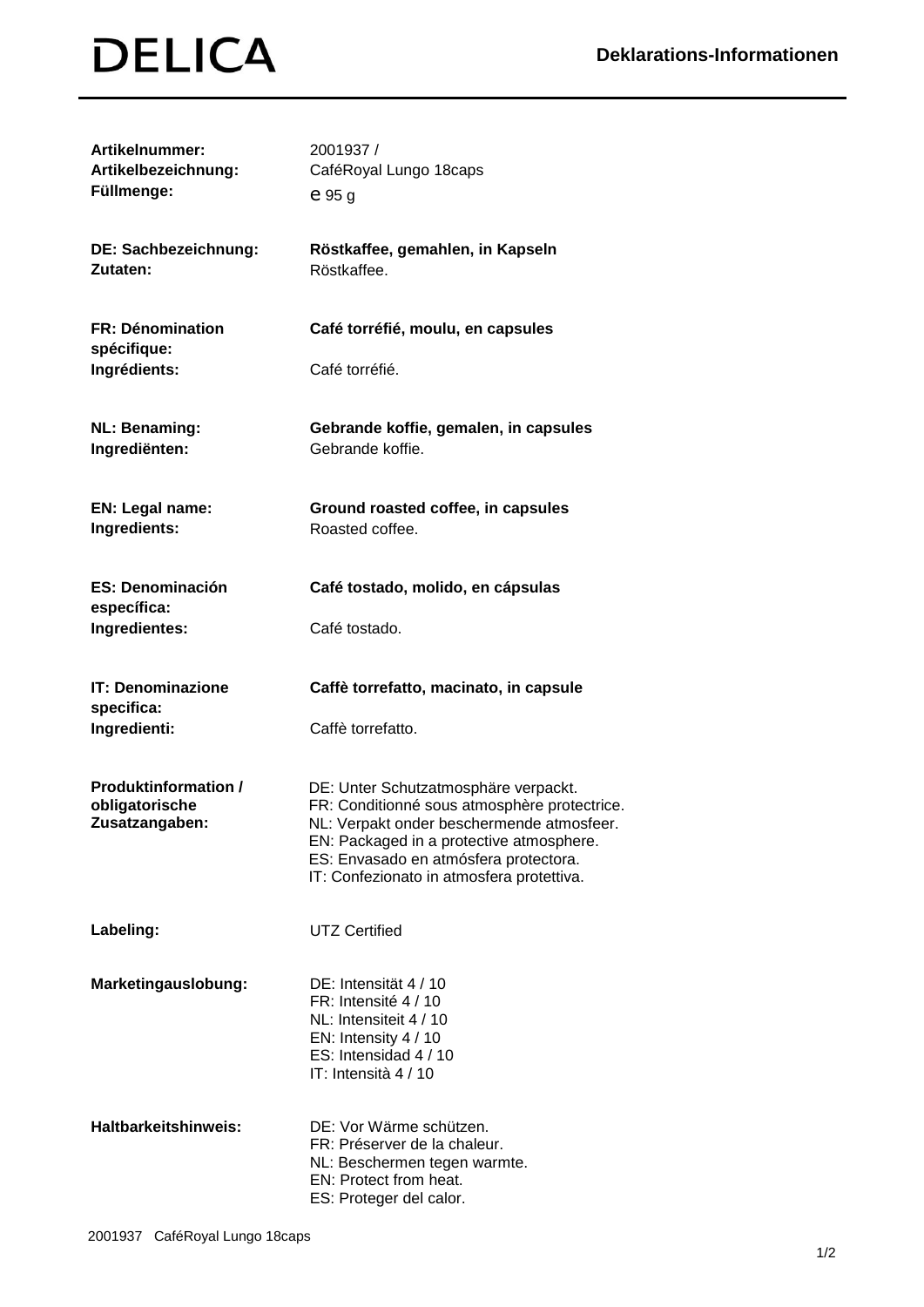# DELICA

## Deklarations-Informationen

| | |
|---|---|
| **Artikelnummer:** | 2001937 / |
| **Artikelbezeichnung:** | CaféRoyal Lungo 18caps |
| **Füllmenge:** | ℮ 95 g |
| **DE: Sachbezeichnung:** | **Röstkaffee, gemahlen, in Kapseln** |
| **Zutaten:** | Röstkaffee. |
| **FR: Dénomination spécifique:** | **Café torréfié, moulu, en capsules** |
| **Ingrédients:** | Café torréfié. |
| **NL: Benaming:** | **Gebrande koffie, gemalen, in capsules** |
| **Ingrediënten:** | Gebrande koffie. |
| **EN: Legal name:** | **Ground roasted coffee, in capsules** |
| **Ingredients:** | Roasted coffee. |
| **ES: Denominación específica:** | **Café tostado, molido, en cápsulas** |
| **Ingredientes:** | Café tostado. |
| **IT: Denominazione specifica:** | **Caffè torrefatto, macinato, in capsule** |
| **Ingredienti:** | Caffè torrefatto. |
| **Produktinformation / obligatorische Zusatzangaben:** | DE: Unter Schutzatmosphäre verpackt.<br>FR: Conditionné sous atmosphère protectrice.<br>NL: Verpakt onder beschermende atmosfeer.<br>EN: Packaged in a protective atmosphere.<br>ES: Envasado en atmósfera protectora.<br>IT: Confezionato in atmosfera protettiva. |
| **Labeling:** | UTZ Certified |
| **Marketingauslobung:** | DE: Intensität 4 / 10<br>FR: Intensité 4 / 10<br>NL: Intensiteit 4 / 10<br>EN: Intensity 4 / 10<br>ES: Intensidad 4 / 10<br>IT: Intensità 4 / 10 |
| **Haltbarkeitshinweis:** | DE: Vor Wärme schützen.<br>FR: Préserver de la chaleur.<br>NL: Beschermen tegen warmte.<br>EN: Protect from heat.<br>ES: Proteger del calor. |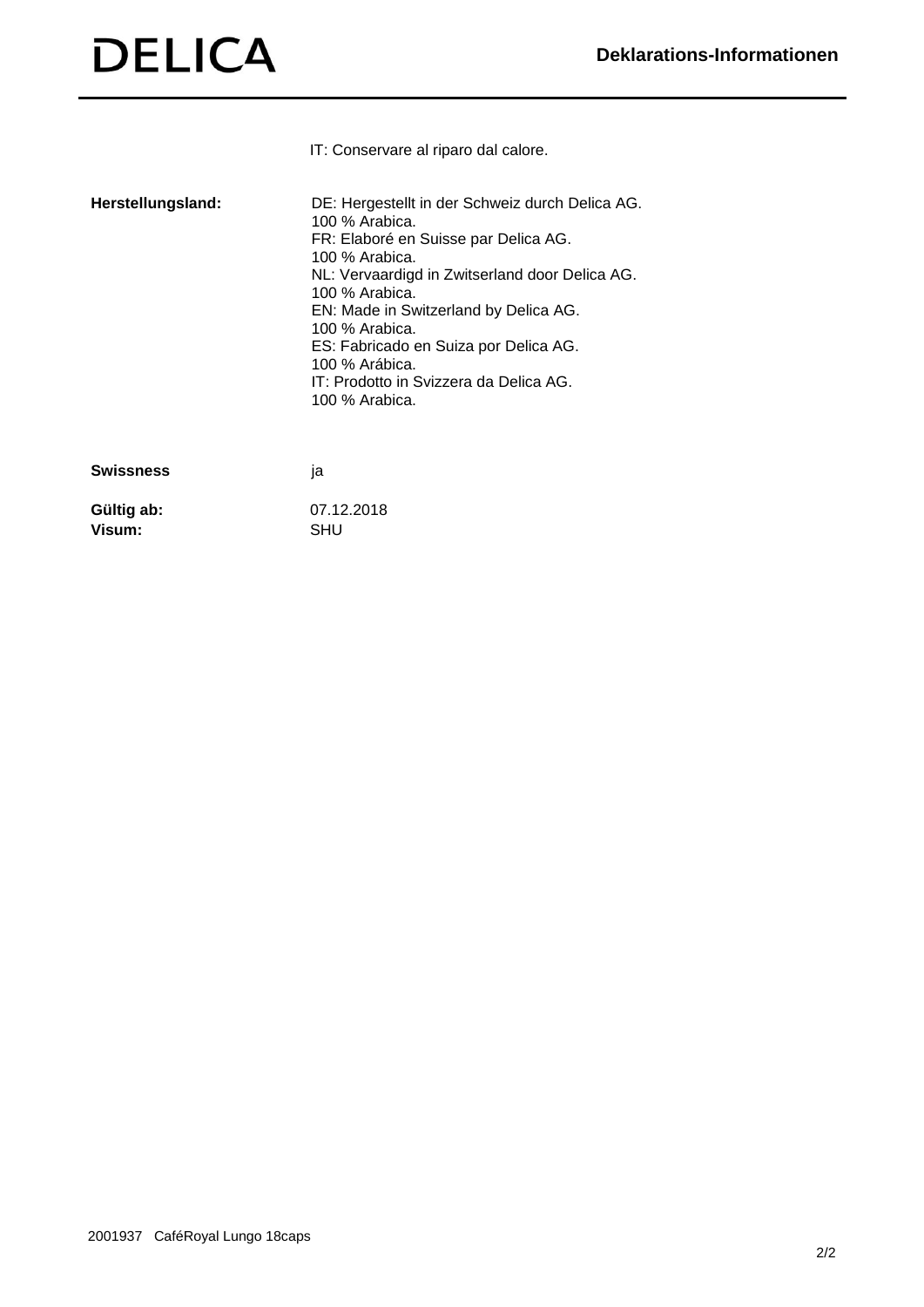| | |
|---|---|
| | IT: Conservare al riparo dal calore. |
| **Herstellungsland:** | DE: Hergestellt in der Schweiz durch Delica AG.<br>100 % Arabica.<br>FR: Elaboré en Suisse par Delica AG.<br>100 % Arabica.<br>NL: Vervaardigd in Zwitserland door Delica AG.<br>100 % Arabica.<br>EN: Made in Switzerland by Delica AG.<br>100 % Arabica.<br>ES: Fabricado en Suiza por Delica AG.<br>100 % Arábica.<br>IT: Prodotto in Svizzera da Delica AG.<br>100 % Arabica. |
| **Swissness** | ja |
| **Gültig ab:** | 07.12.2018 |
| **Visum:** | SHU |

2001937 CaféRoyal Lungo 18caps